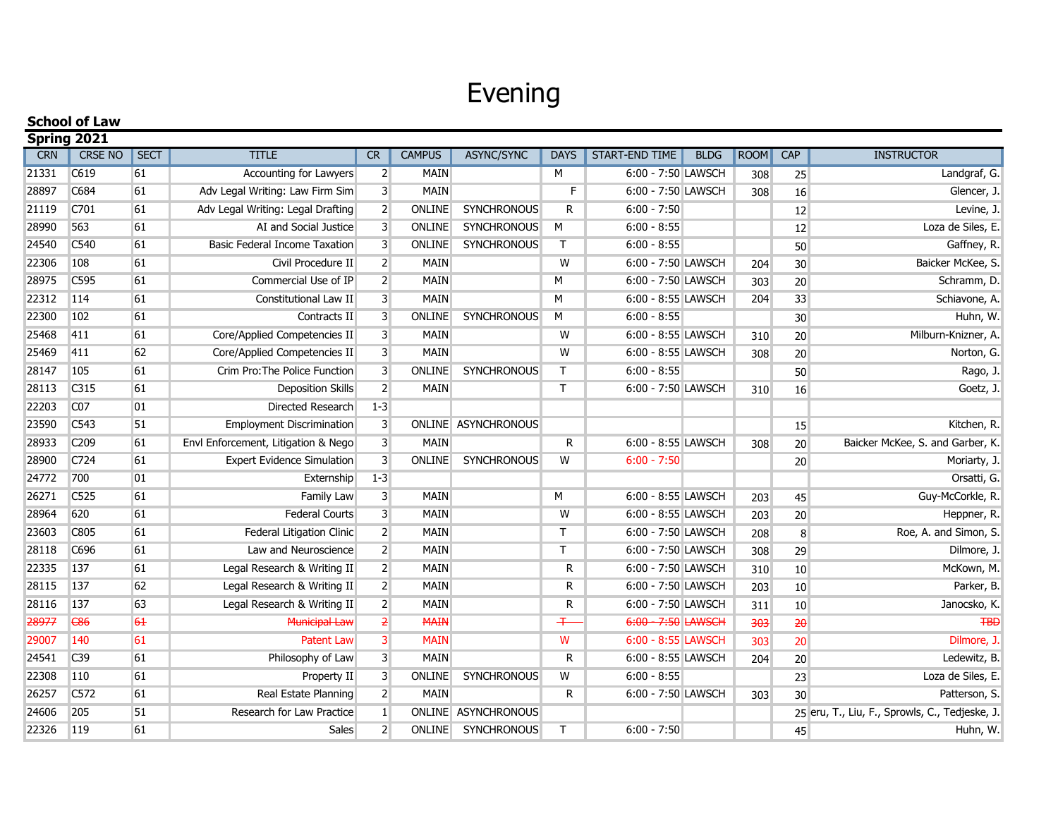# Evening

**School of Law**

**Spring 2021**

| CRN | CRSE NO | SECT | TITLE | CR | CAMPUS | ASYNC/SYNC | DAYS | START-END TIME | BLDG | ROOM | CAP | INSTRUCTOR |
|---|---|---|---|---|---|---|---|---|---|---|---|---|
| 21331 | C619 | 61 | Accounting for Lawyers | 2 | MAIN | | M | 6:00 - 7:50 | LAWSCH | 308 | 25 | Landgraf, G. |
| 28897 | C684 | 61 | Adv Legal Writing: Law Firm Sim | 3 | MAIN | | F | 6:00 - 7:50 | LAWSCH | 308 | 16 | Glencer, J. |
| 21119 | C701 | 61 | Adv Legal Writing: Legal Drafting | 2 | ONLINE | SYNCHRONOUS | R | 6:00 - 7:50 | | | 12 | Levine, J. |
| 28990 | 563 | 61 | AI and Social Justice | 3 | ONLINE | SYNCHRONOUS | M | 6:00 - 8:55 | | | 12 | Loza de Siles, E. |
| 24540 | C540 | 61 | Basic Federal Income Taxation | 3 | ONLINE | SYNCHRONOUS | T | 6:00 - 8:55 | | | 50 | Gaffney, R. |
| 22306 | 108 | 61 | Civil Procedure II | 2 | MAIN | | W | 6:00 - 7:50 | LAWSCH | 204 | 30 | Baicker McKee, S. |
| 28975 | C595 | 61 | Commercial Use of IP | 2 | MAIN | | M | 6:00 - 7:50 | LAWSCH | 303 | 20 | Schramm, D. |
| 22312 | 114 | 61 | Constitutional Law II | 3 | MAIN | | M | 6:00 - 8:55 | LAWSCH | 204 | 33 | Schiavone, A. |
| 22300 | 102 | 61 | Contracts II | 3 | ONLINE | SYNCHRONOUS | M | 6:00 - 8:55 | | | 30 | Huhn, W. |
| 25468 | 411 | 61 | Core/Applied Competencies II | 3 | MAIN | | W | 6:00 - 8:55 | LAWSCH | 310 | 20 | Milburn-Knizner, A. |
| 25469 | 411 | 62 | Core/Applied Competencies II | 3 | MAIN | | W | 6:00 - 8:55 | LAWSCH | 308 | 20 | Norton, G. |
| 28147 | 105 | 61 | Crim Pro:The Police Function | 3 | ONLINE | SYNCHRONOUS | T | 6:00 - 8:55 | | | 50 | Rago, J. |
| 28113 | C315 | 61 | Deposition Skills | 2 | MAIN | | T | 6:00 - 7:50 | LAWSCH | 310 | 16 | Goetz, J. |
| 22203 | C07 | 01 | Directed Research | 1-3 | | | | | | | | |
| 23590 | C543 | 51 | Employment Discrimination | 3 | ONLINE | ASYNCHRONOUS | | | | | 15 | Kitchen, R. |
| 28933 | C209 | 61 | Envl Enforcement, Litigation & Nego | 3 | MAIN | | R | 6:00 - 8:55 | LAWSCH | 308 | 20 | Baicker McKee, S. and Garber, K. |
| 28900 | C724 | 61 | Expert Evidence Simulation | 3 | ONLINE | SYNCHRONOUS | W | 6:00 - 7:50 | | | 20 | Moriarty, J. |
| 24772 | 700 | 01 | Externship | 1-3 | | | | | | | | Orsatti, G. |
| 26271 | C525 | 61 | Family Law | 3 | MAIN | | M | 6:00 - 8:55 | LAWSCH | 203 | 45 | Guy-McCorkle, R. |
| 28964 | 620 | 61 | Federal Courts | 3 | MAIN | | W | 6:00 - 8:55 | LAWSCH | 203 | 20 | Heppner, R. |
| 23603 | C805 | 61 | Federal Litigation Clinic | 2 | MAIN | | T | 6:00 - 7:50 | LAWSCH | 208 | 8 | Roe, A. and Simon, S. |
| 28118 | C696 | 61 | Law and Neuroscience | 2 | MAIN | | T | 6:00 - 7:50 | LAWSCH | 308 | 29 | Dilmore, J. |
| 22335 | 137 | 61 | Legal Research & Writing II | 2 | MAIN | | R | 6:00 - 7:50 | LAWSCH | 310 | 10 | McKown, M. |
| 28115 | 137 | 62 | Legal Research & Writing II | 2 | MAIN | | R | 6:00 - 7:50 | LAWSCH | 203 | 10 | Parker, B. |
| 28116 | 137 | 63 | Legal Research & Writing II | 2 | MAIN | | R | 6:00 - 7:50 | LAWSCH | 311 | 10 | Janocsko, K. |
| ~~28977~~ | ~~C86~~ | ~~61~~ | ~~Municipal Law~~ | ~~2~~ | ~~MAIN~~ | | ~~T~~ | ~~6:00 - 7:50~~ | ~~LAWSCH~~ | ~~303~~ | ~~20~~ | ~~TBD~~ |
| 29007 | 140 | 61 | Patent Law | 3 | MAIN | | W | 6:00 - 8:55 | LAWSCH | 303 | 20 | Dilmore, J. |
| 24541 | C39 | 61 | Philosophy of Law | 3 | MAIN | | R | 6:00 - 8:55 | LAWSCH | 204 | 20 | Ledewitz, B. |
| 22308 | 110 | 61 | Property II | 3 | ONLINE | SYNCHRONOUS | W | 6:00 - 8:55 | | | 23 | Loza de Siles, E. |
| 26257 | C572 | 61 | Real Estate Planning | 2 | MAIN | | R | 6:00 - 7:50 | LAWSCH | 303 | 30 | Patterson, S. |
| 24606 | 205 | 51 | Research for Law Practice | 1 | ONLINE | ASYNCHRONOUS | | | | | 25 | eru, T., Liu, F., Sprowls, C., Tedjeske, J. |
| 22326 | 119 | 61 | Sales | 2 | ONLINE | SYNCHRONOUS | T | 6:00 - 7:50 | | | 45 | Huhn, W. |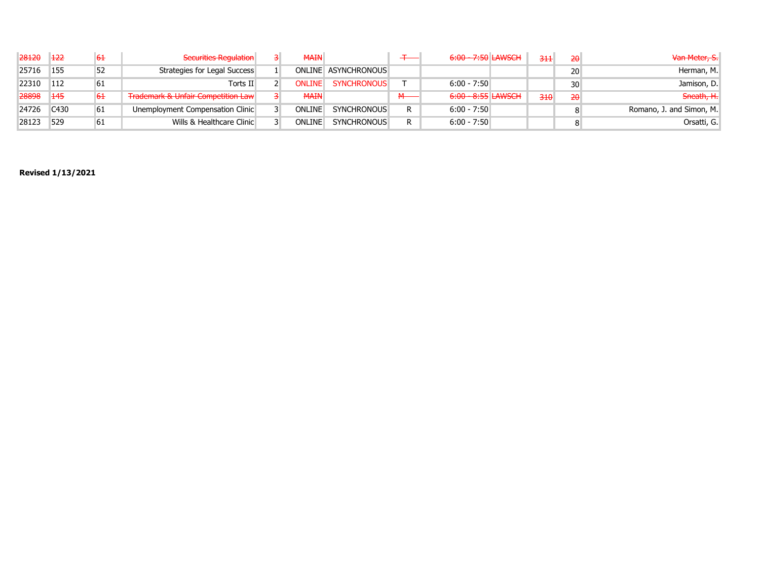| | | | | | | | | | | | | |
|---|---|---|---|---|---|---|---|---|---|---|---|---|
| ~~28120~~ | ~~122~~ | ~~61~~ | ~~Securities Regulation~~ | ~~3~~ | ~~MAIN~~ | | ~~T~~ | ~~6:00 - 7:50~~ | ~~LAWSCH~~ | ~~311~~ | ~~20~~ | ~~Van Meter, S.~~ |
| 25716 | 155 | 52 | Strategies for Legal Success | 1 | ONLINE | ASYNCHRONOUS | | | | | 20 | Herman, M. |
| 22310 | 112 | 61 | Torts II | 2 | ONLINE | SYNCHRONOUS | T | 6:00 - 7:50 | | | 30 | Jamison, D. |
| ~~28898~~ | ~~145~~ | ~~61~~ | ~~Trademark & Unfair Competition Law~~ | ~~3~~ | ~~MAIN~~ | | ~~M~~ | ~~6:00 - 8:55~~ | ~~LAWSCH~~ | ~~310~~ | ~~20~~ | ~~Sneath, H.~~ |
| 24726 | C430 | 61 | Unemployment Compensation Clinic | 3 | ONLINE | SYNCHRONOUS | R | 6:00 - 7:50 | | | 8 | Romano, J. and Simon, M. |
| 28123 | 529 | 61 | Wills & Healthcare Clinic | 3 | ONLINE | SYNCHRONOUS | R | 6:00 - 7:50 | | | 8 | Orsatti, G. |

**Revised 1/13/2021**